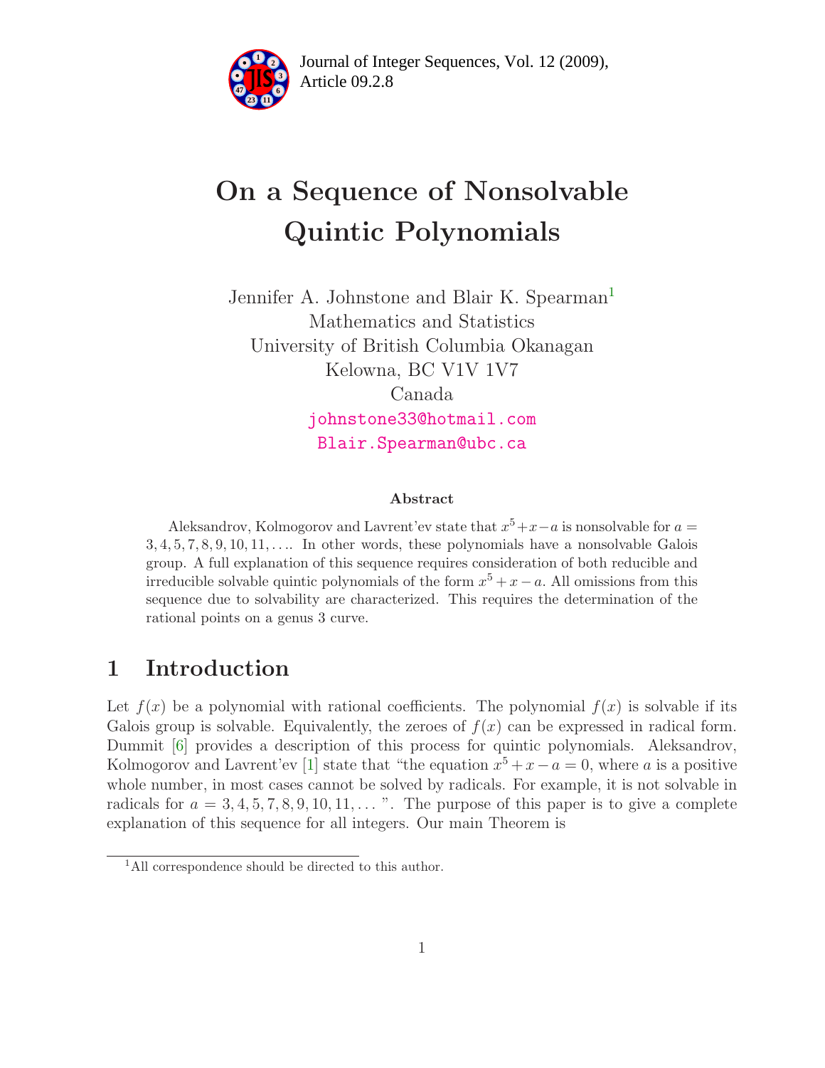# On a Sequence of Nonsolvable Quintic Polynomials

Jennifer A. Johnstone and Blair K. Spearman[1]
Mathematics and Statistics
University of British Columbia Okanagan
Kelowna, BC V1V 1V7
Canada
johnstone33@hotmail.com
Blair.Spearman@ubc.ca

### Abstract

Aleksandrov, Kolmogorov and Lavrent'ev state that $x^5+x-a$ is nonsolvable for $a = 3, 4, 5, 7, 8, 9, 10, 11, \ldots$. In other words, these polynomials have a nonsolvable Galois group. A full explanation of this sequence requires consideration of both reducible and irreducible solvable quintic polynomials of the form $x^5 + x - a$. All omissions from this sequence due to solvability are characterized. This requires the determination of the rational points on a genus 3 curve.

## 1 Introduction

Let $f(x)$ be a polynomial with rational coefficients. The polynomial $f(x)$ is solvable if its Galois group is solvable. Equivalently, the zeroes of $f(x)$ can be expressed in radical form. Dummit [6] provides a description of this process for quintic polynomials. Aleksandrov, Kolmogorov and Lavrent'ev [1] state that "the equation $x^5 + x - a = 0$, where $a$ is a positive whole number, in most cases cannot be solved by radicals. For example, it is not solvable in radicals for $a = 3, 4, 5, 7, 8, 9, 10, 11, \ldots$ ". The purpose of this paper is to give a complete explanation of this sequence for all integers. Our main Theorem is

[1] All correspondence should be directed to this author.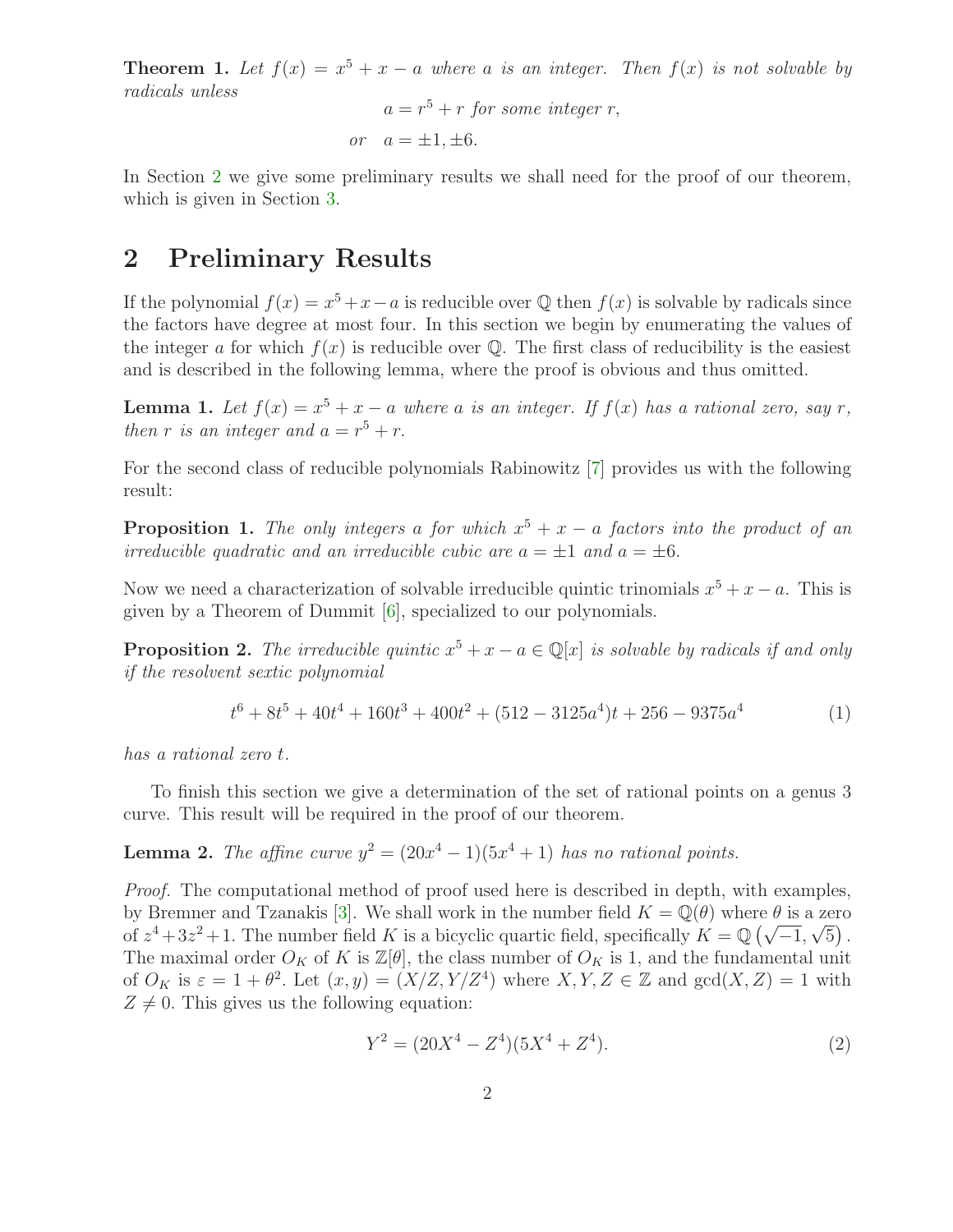**Theorem 1.** *Let $f(x) = x^5 + x - a$ where $a$ is an integer. Then $f(x)$ is not solvable by radicals unless*

$$a = r^5 + r \text{ for some integer } r,$$

$$\text{or} \quad a = \pm 1, \pm 6.$$

In Section 2 we give some preliminary results we shall need for the proof of our theorem, which is given in Section 3.

## 2 Preliminary Results

If the polynomial $f(x) = x^5 + x - a$ is reducible over $\mathbb{Q}$ then $f(x)$ is solvable by radicals since the factors have degree at most four. In this section we begin by enumerating the values of the integer $a$ for which $f(x)$ is reducible over $\mathbb{Q}$. The first class of reducibility is the easiest and is described in the following lemma, where the proof is obvious and thus omitted.

**Lemma 1.** *Let $f(x) = x^5 + x - a$ where $a$ is an integer. If $f(x)$ has a rational zero, say $r$, then $r$ is an integer and $a = r^5 + r$.*

For the second class of reducible polynomials Rabinowitz [7] provides us with the following result:

**Proposition 1.** *The only integers $a$ for which $x^5 + x - a$ factors into the product of an irreducible quadratic and an irreducible cubic are $a = \pm 1$ and $a = \pm 6$.*

Now we need a characterization of solvable irreducible quintic trinomials $x^5 + x - a$. This is given by a Theorem of Dummit [6], specialized to our polynomials.

**Proposition 2.** *The irreducible quintic $x^5 + x - a \in \mathbb{Q}[x]$ is solvable by radicals if and only if the resolvent sextic polynomial*

$$t^6 + 8t^5 + 40t^4 + 160t^3 + 400t^2 + (512 - 3125a^4)t + 256 - 9375a^4 \tag{1}$$

*has a rational zero $t$.*

To finish this section we give a determination of the set of rational points on a genus 3 curve. This result will be required in the proof of our theorem.

**Lemma 2.** *The affine curve $y^2 = (20x^4 - 1)(5x^4 + 1)$ has no rational points.*

*Proof.* The computational method of proof used here is described in depth, with examples, by Bremner and Tzanakis [3]. We shall work in the number field $K = \mathbb{Q}(\theta)$ where $\theta$ is a zero of $z^4 + 3z^2 + 1$. The number field $K$ is a bicyclic quartic field, specifically $K = \mathbb{Q}\left(\sqrt{-1}, \sqrt{5}\right)$. The maximal order $O_K$ of $K$ is $\mathbb{Z}[\theta]$, the class number of $O_K$ is 1, and the fundamental unit of $O_K$ is $\varepsilon = 1 + \theta^2$. Let $(x, y) = (X/Z, Y/Z^4)$ where $X, Y, Z \in \mathbb{Z}$ and $\gcd(X, Z) = 1$ with $Z \neq 0$. This gives us the following equation:

$$Y^2 = (20X^4 - Z^4)(5X^4 + Z^4). \tag{2}$$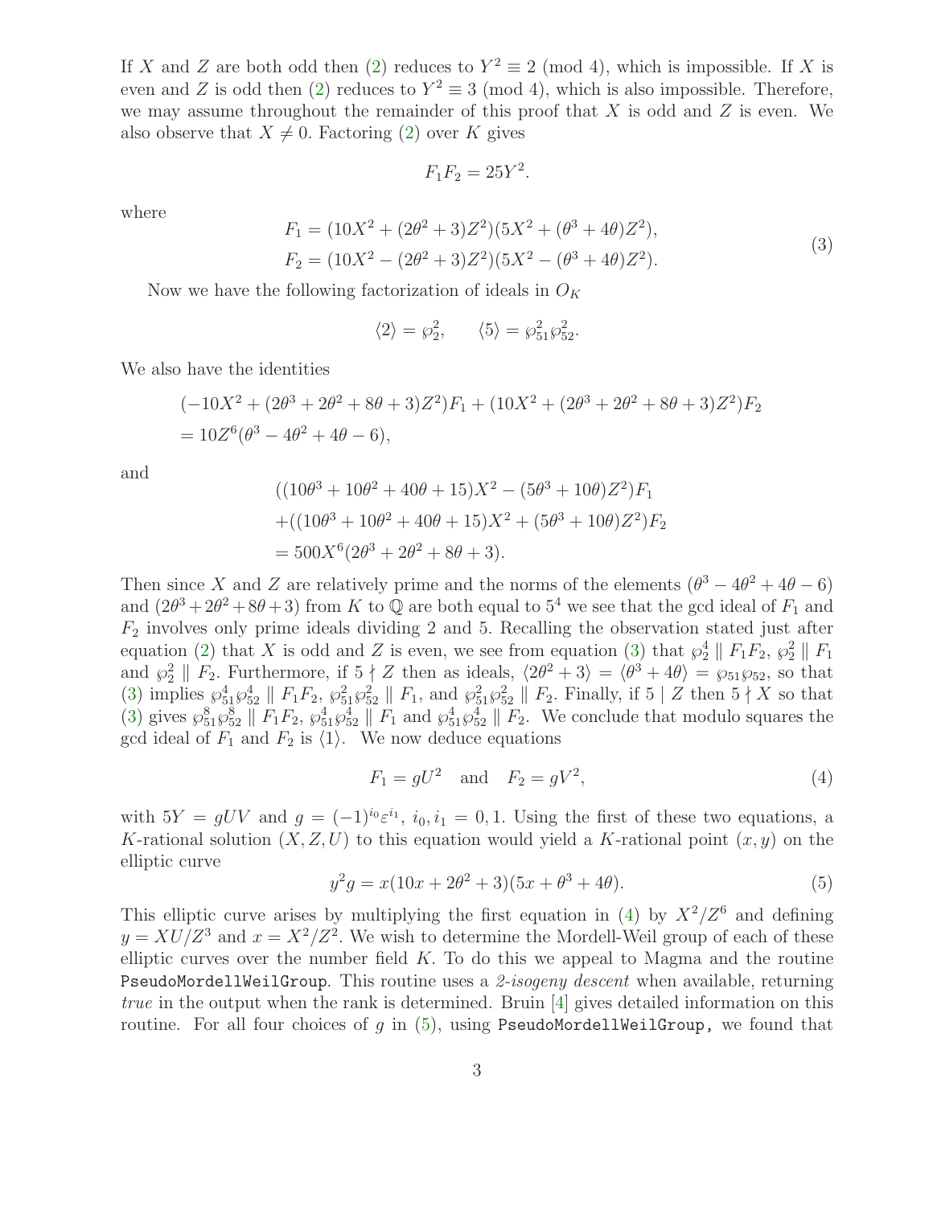If $X$ and $Z$ are both odd then (2) reduces to $Y^2 \equiv 2 \pmod 4$, which is impossible. If $X$ is even and $Z$ is odd then (2) reduces to $Y^2 \equiv 3 \pmod 4$, which is also impossible. Therefore, we may assume throughout the remainder of this proof that $X$ is odd and $Z$ is even. We also observe that $X \neq 0$. Factoring (2) over $K$ gives

$$F_1 F_2 = 25Y^2.$$

where

$$\begin{aligned} F_1 &= (10X^2 + (2\theta^2 + 3)Z^2)(5X^2 + (\theta^3 + 4\theta)Z^2), \\ F_2 &= (10X^2 - (2\theta^2 + 3)Z^2)(5X^2 - (\theta^3 + 4\theta)Z^2). \end{aligned} \tag{3}$$

Now we have the following factorization of ideals in $O_K$

$$\langle 2 \rangle = \wp_2^2, \qquad \langle 5 \rangle = \wp_{51}^2 \wp_{52}^2.$$

We also have the identities

$$\begin{aligned} &(-10X^2 + (2\theta^3 + 2\theta^2 + 8\theta + 3)Z^2)F_1 + (10X^2 + (2\theta^3 + 2\theta^2 + 8\theta + 3)Z^2)F_2 \\ &= 10Z^6(\theta^3 - 4\theta^2 + 4\theta - 6), \end{aligned}$$

and

$$\begin{aligned} &((10\theta^3 + 10\theta^2 + 40\theta + 15)X^2 - (5\theta^3 + 10\theta)Z^2)F_1 \\ &+((10\theta^3 + 10\theta^2 + 40\theta + 15)X^2 + (5\theta^3 + 10\theta)Z^2)F_2 \\ &= 500X^6(2\theta^3 + 2\theta^2 + 8\theta + 3). \end{aligned}$$

Then since $X$ and $Z$ are relatively prime and the norms of the elements $(\theta^3 - 4\theta^2 + 4\theta - 6)$ and $(2\theta^3 + 2\theta^2 + 8\theta + 3)$ from $K$ to $\mathbb{Q}$ are both equal to $5^4$ we see that the gcd ideal of $F_1$ and $F_2$ involves only prime ideals dividing 2 and 5. Recalling the observation stated just after equation (2) that $X$ is odd and $Z$ is even, we see from equation (3) that $\wp_2^4 \parallel F_1F_2$, $\wp_2^2 \parallel F_1$ and $\wp_2^2 \parallel F_2$. Furthermore, if $5 \nmid Z$ then as ideals, $\langle 2\theta^2 + 3 \rangle = \langle \theta^3 + 4\theta \rangle = \wp_{51}\wp_{52}$, so that (3) implies $\wp_{51}^4\wp_{52}^4 \parallel F_1F_2$, $\wp_{51}^2\wp_{52}^2 \parallel F_1$, and $\wp_{51}^2\wp_{52}^2 \parallel F_2$. Finally, if $5 \mid Z$ then $5 \nmid X$ so that (3) gives $\wp_{51}^8\wp_{52}^8 \parallel F_1F_2$, $\wp_{51}^4\wp_{52}^4 \parallel F_1$ and $\wp_{51}^4\wp_{52}^4 \parallel F_2$. We conclude that modulo squares the gcd ideal of $F_1$ and $F_2$ is $\langle 1 \rangle$. We now deduce equations

$$F_1 = gU^2 \quad \text{and} \quad F_2 = gV^2, \tag{4}$$

with $5Y = gUV$ and $g = (-1)^{i_0}\varepsilon^{i_1}$, $i_0, i_1 = 0, 1$. Using the first of these two equations, a $K$-rational solution $(X, Z, U)$ to this equation would yield a $K$-rational point $(x, y)$ on the elliptic curve

$$y^2 g = x(10x + 2\theta^2 + 3)(5x + \theta^3 + 4\theta). \tag{5}$$

This elliptic curve arises by multiplying the first equation in (4) by $X^2/Z^6$ and defining $y = XU/Z^3$ and $x = X^2/Z^2$. We wish to determine the Mordell-Weil group of each of these elliptic curves over the number field $K$. To do this we appeal to Magma and the routine `PseudoMordellWeilGroup`. This routine uses a *2-isogeny descent* when available, returning *true* in the output when the rank is determined. Bruin [4] gives detailed information on this routine. For all four choices of $g$ in (5), using `PseudoMordellWeilGroup`, we found that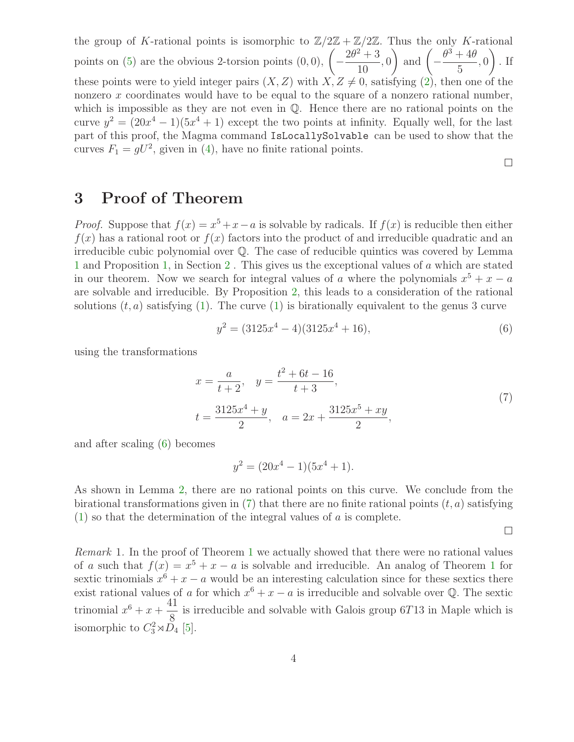the group of $K$-rational points is isomorphic to $\mathbb{Z}/2\mathbb{Z} + \mathbb{Z}/2\mathbb{Z}$. Thus the only $K$-rational points on (5) are the obvious 2-torsion points $(0, 0)$, $\left(-\dfrac{2\theta^2 + 3}{10}, 0\right)$ and $\left(-\dfrac{\theta^3 + 4\theta}{5}, 0\right)$. If these points were to yield integer pairs $(X, Z)$ with $X, Z \neq 0$, satisfying (2), then one of the nonzero $x$ coordinates would have to be equal to the square of a nonzero rational number, which is impossible as they are not even in $\mathbb{Q}$. Hence there are no rational points on the curve $y^2 = (20x^4 - 1)(5x^4 + 1)$ except the two points at infinity. Equally well, for the last part of this proof, the Magma command `IsLocallySolvable` can be used to show that the curves $F_1 = gU^2$, given in (4), have no finite rational points.

□

# 3 Proof of Theorem

*Proof.* Suppose that $f(x) = x^5 + x - a$ is solvable by radicals. If $f(x)$ is reducible then either $f(x)$ has a rational root or $f(x)$ factors into the product of and irreducible quadratic and an irreducible cubic polynomial over $\mathbb{Q}$. The case of reducible quintics was covered by Lemma 1 and Proposition 1, in Section 2 . This gives us the exceptional values of $a$ which are stated in our theorem. Now we search for integral values of $a$ where the polynomials $x^5 + x - a$ are solvable and irreducible. By Proposition 2, this leads to a consideration of the rational solutions $(t, a)$ satisfying (1). The curve (1) is birationally equivalent to the genus 3 curve

$$y^2 = (3125x^4 - 4)(3125x^4 + 16), \tag{6}$$

using the transformations

$$\begin{aligned} x &= \frac{a}{t+2}, \quad y = \frac{t^2 + 6t - 16}{t+3}, \\ t &= \frac{3125x^4 + y}{2}, \quad a = 2x + \frac{3125x^5 + xy}{2}, \end{aligned} \tag{7}$$

and after scaling (6) becomes

$$y^2 = (20x^4 - 1)(5x^4 + 1).$$

As shown in Lemma 2, there are no rational points on this curve. We conclude from the birational transformations given in (7) that there are no finite rational points $(t, a)$ satisfying (1) so that the determination of the integral values of $a$ is complete.

□

*Remark* 1. In the proof of Theorem 1 we actually showed that there were no rational values of $a$ such that $f(x) = x^5 + x - a$ is solvable and irreducible. An analog of Theorem 1 for sextic trinomials $x^6 + x - a$ would be an interesting calculation since for these sextics there exist rational values of $a$ for which $x^6 + x - a$ is irreducible and solvable over $\mathbb{Q}$. The sextic trinomial $x^6 + x + \dfrac{41}{8}$ is irreducible and solvable with Galois group $6T13$ in Maple which is isomorphic to $C_3^2 \rtimes D_4$ [5].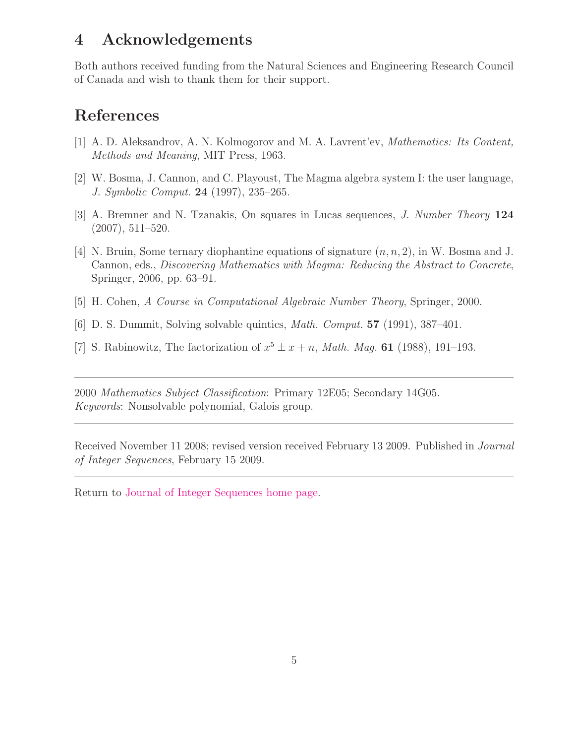## 4 Acknowledgements

Both authors received funding from the Natural Sciences and Engineering Research Council of Canada and wish to thank them for their support.

## References

[1] A. D. Aleksandrov, A. N. Kolmogorov and M. A. Lavrent'ev, *Mathematics: Its Content, Methods and Meaning*, MIT Press, 1963.

[2] W. Bosma, J. Cannon, and C. Playoust, The Magma algebra system I: the user language, *J. Symbolic Comput.* **24** (1997), 235–265.

[3] A. Bremner and N. Tzanakis, On squares in Lucas sequences, *J. Number Theory* **124** (2007), 511–520.

[4] N. Bruin, Some ternary diophantine equations of signature $(n, n, 2)$, in W. Bosma and J. Cannon, eds., *Discovering Mathematics with Magma: Reducing the Abstract to Concrete*, Springer, 2006, pp. 63–91.

[5] H. Cohen, *A Course in Computational Algebraic Number Theory*, Springer, 2000.

[6] D. S. Dummit, Solving solvable quintics, *Math. Comput.* **57** (1991), 387–401.

[7] S. Rabinowitz, The factorization of $x^5 \pm x + n$, *Math. Mag.* **61** (1988), 191–193.

---

2000 *Mathematics Subject Classification*: Primary 12E05; Secondary 14G05.
*Keywords*: Nonsolvable polynomial, Galois group.

---

Received November 11 2008; revised version received February 13 2009. Published in *Journal of Integer Sequences*, February 15 2009.

---

Return to Journal of Integer Sequences home page.